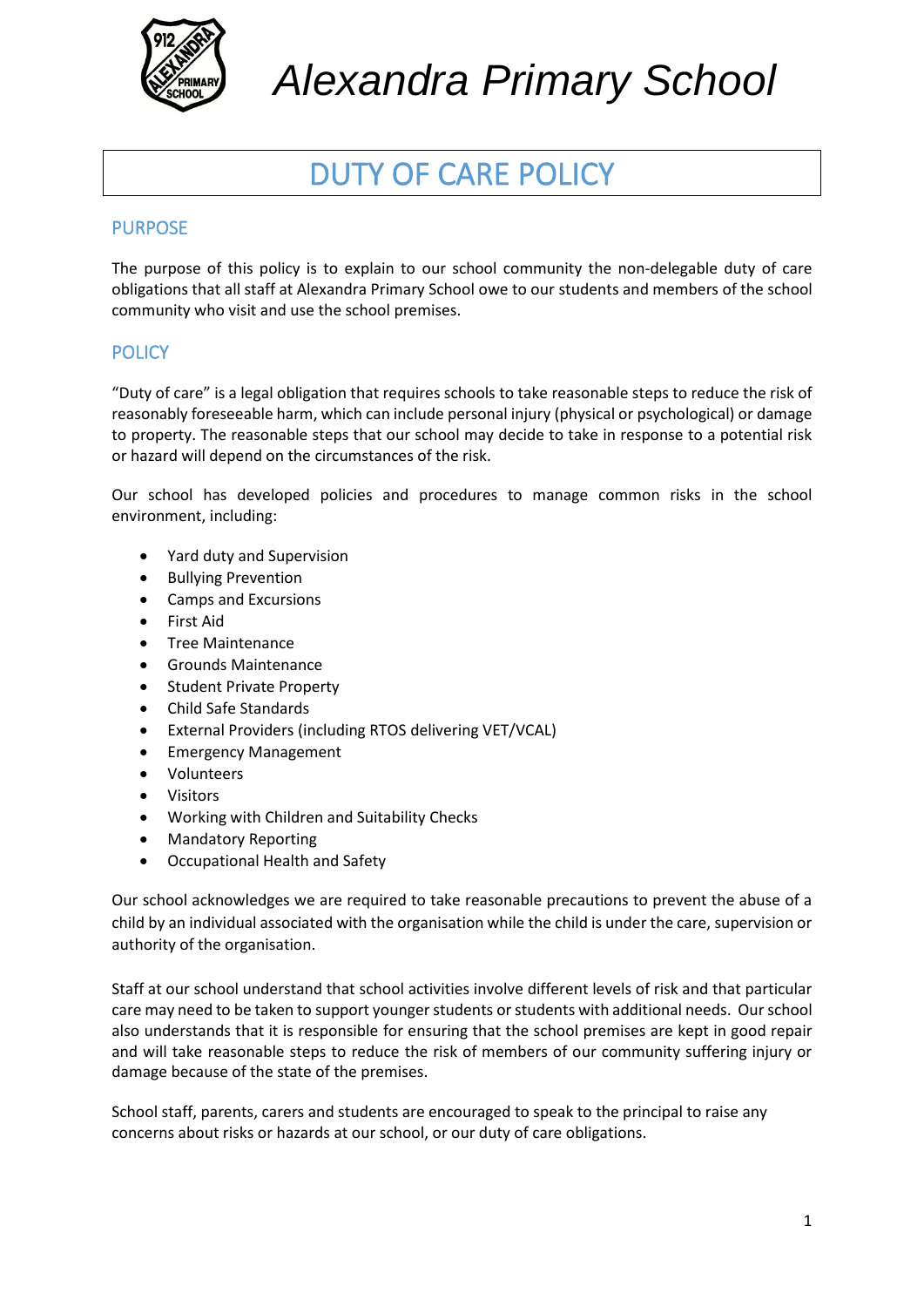# Alexandra Primary School

## DUTY OF CARE POLICY

### PURPOSE

The purpose of this policy is to explain to our school community the non-delegable duty of care obligations that all staff at Alexandra Primary School owe to our students and members of the school community who visit and use the school premises.

### POLICY

"Duty of care" is a legal obligation that requires schools to take reasonable steps to reduce the risk of reasonably foreseeable harm, which can include personal injury (physical or psychological) or damage to property. The reasonable steps that our school may decide to take in response to a potential risk or hazard will depend on the circumstances of the risk.

Our school has developed policies and procedures to manage common risks in the school environment, including:

- Yard duty and Supervision
- Bullying Prevention
- Camps and Excursions
- First Aid
- Tree Maintenance
- Grounds Maintenance
- Student Private Property
- Child Safe Standards
- External Providers (including RTOS delivering VET/VCAL)
- Emergency Management
- Volunteers
- Visitors
- Working with Children and Suitability Checks
- Mandatory Reporting
- Occupational Health and Safety

Our school acknowledges we are required to take reasonable precautions to prevent the abuse of a child by an individual associated with the organisation while the child is under the care, supervision or authority of the organisation.

Staff at our school understand that school activities involve different levels of risk and that particular care may need to be taken to support younger students or students with additional needs. Our school also understands that it is responsible for ensuring that the school premises are kept in good repair and will take reasonable steps to reduce the risk of members of our community suffering injury or damage because of the state of the premises.

School staff, parents, carers and students are encouraged to speak to the principal to raise any concerns about risks or hazards at our school, or our duty of care obligations.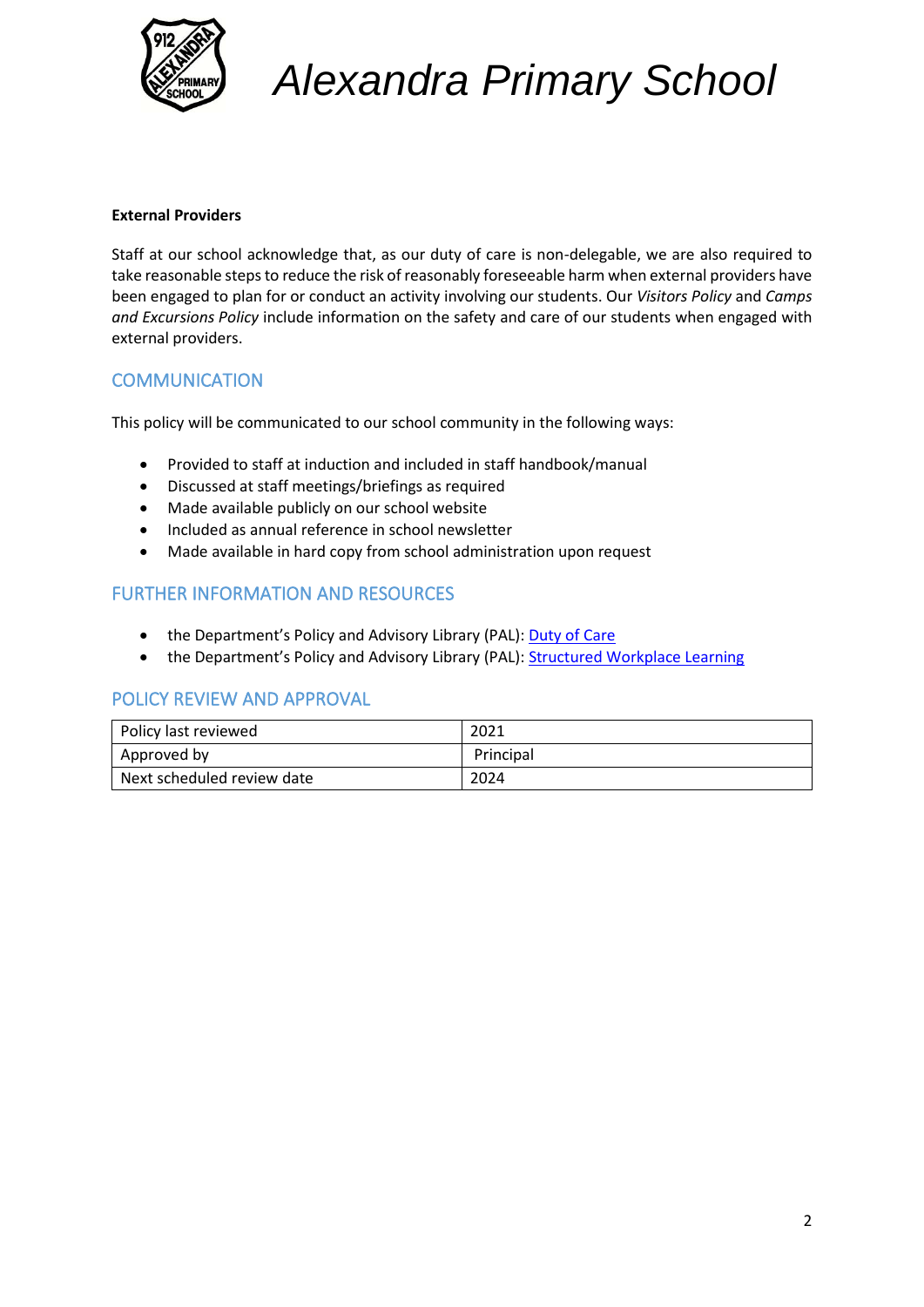**External Providers**

Staff at our school acknowledge that, as our duty of care is non-delegable, we are also required to take reasonable steps to reduce the risk of reasonably foreseeable harm when external providers have been engaged to plan for or conduct an activity involving our students. Our *Visitors Policy* and *Camps and Excursions Policy* include information on the safety and care of our students when engaged with external providers.

## COMMUNICATION

This policy will be communicated to our school community in the following ways:

- Provided to staff at induction and included in staff handbook/manual
- Discussed at staff meetings/briefings as required
- Made available publicly on our school website
- Included as annual reference in school newsletter
- Made available in hard copy from school administration upon request

## FURTHER INFORMATION AND RESOURCES

- the Department's Policy and Advisory Library (PAL): Duty of Care
- the Department's Policy and Advisory Library (PAL): Structured Workplace Learning

## POLICY REVIEW AND APPROVAL

| | |
|---|---|
| Policy last reviewed | 2021 |
| Approved by | Principal |
| Next scheduled review date | 2024 |